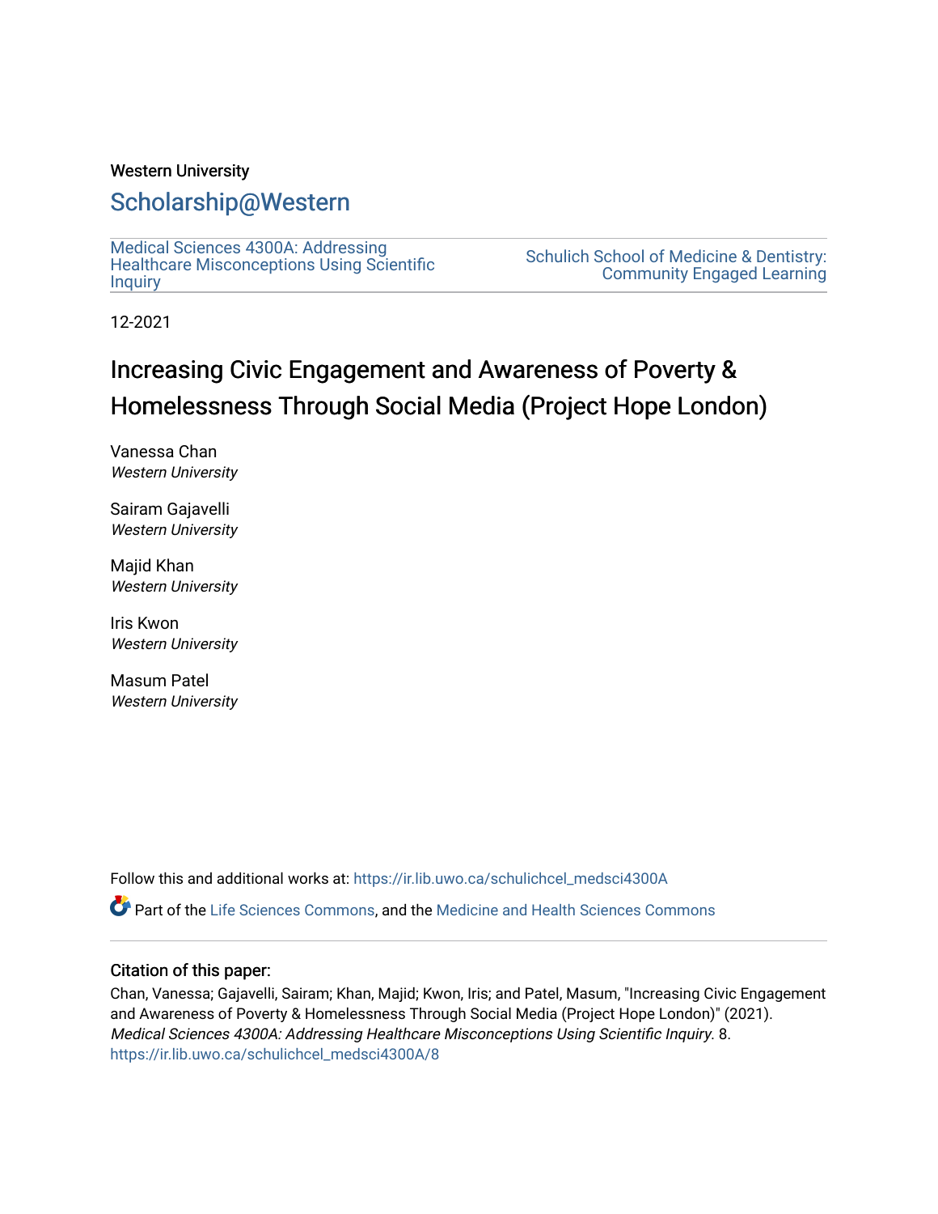Western University

# Scholarship@Western

Medical Sciences 4300A: Addressing Healthcare Misconceptions Using Scientific Inquiry

Schulich School of Medicine & Dentistry: Community Engaged Learning

12-2021

# Increasing Civic Engagement and Awareness of Poverty & Homelessness Through Social Media (Project Hope London)

Vanessa Chan
*Western University*

Sairam Gajavelli
*Western University*

Majid Khan
*Western University*

Iris Kwon
*Western University*

Masum Patel
*Western University*

Follow this and additional works at: https://ir.lib.uwo.ca/schulichcel_medsci4300A

Part of the Life Sciences Commons, and the Medicine and Health Sciences Commons

## Citation of this paper:

Chan, Vanessa; Gajavelli, Sairam; Khan, Majid; Kwon, Iris; and Patel, Masum, "Increasing Civic Engagement and Awareness of Poverty & Homelessness Through Social Media (Project Hope London)" (2021). *Medical Sciences 4300A: Addressing Healthcare Misconceptions Using Scientific Inquiry*. 8.
https://ir.lib.uwo.ca/schulichcel_medsci4300A/8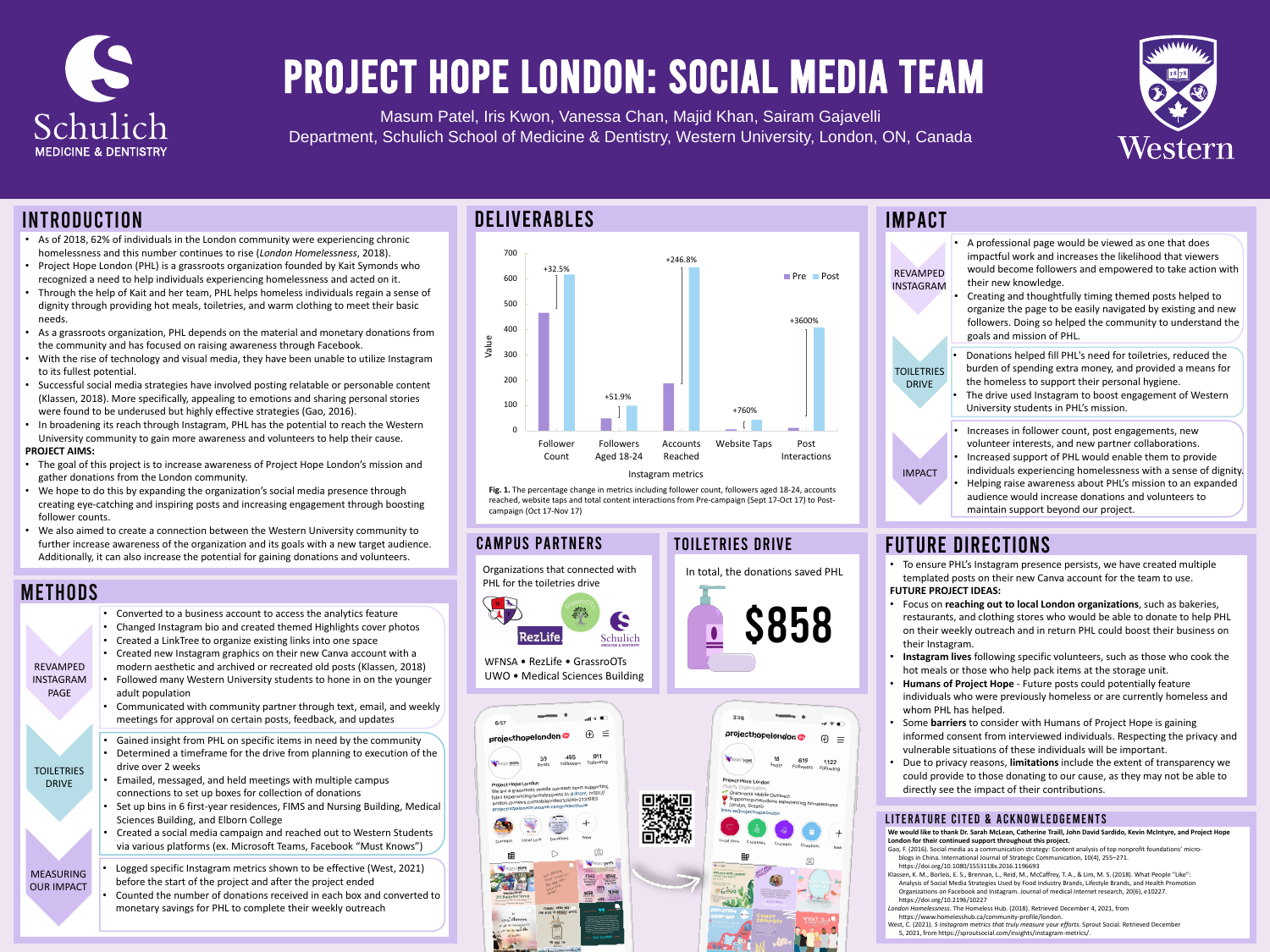# PROJECT HOPE LONDON: SOCIAL MEDIA TEAM

Masum Patel, Iris Kwon, Vanessa Chan, Majid Khan, Sairam Gajavelli

Department, Schulich School of Medicine & Dentistry, Western University, London, ON, Canada

## INTRODUCTION

- As of 2018, 62% of individuals in the London community were experiencing chronic homelessness and this number continues to rise (*London Homelessness*, 2018).
- Project Hope London (PHL) is a grassroots organization founded by Kait Symonds who recognized a need to help individuals experiencing homelessness and acted on it.
- Through the help of Kait and her team, PHL helps homeless individuals regain a sense of dignity through providing hot meals, toiletries, and warm clothing to meet their basic needs.
- As a grassroots organization, PHL depends on the material and monetary donations from the community and has focused on raising awareness through Facebook.
- With the rise of technology and visual media, they have been unable to utilize Instagram to its fullest potential.
- Successful social media strategies have involved posting relatable or personable content (Klassen, 2018). More specifically, appealing to emotions and sharing personal stories were found to be underused but highly effective strategies (Gao, 2016).
- In broadening its reach through Instagram, PHL has the potential to reach the Western University community to gain more awareness and volunteers to help their cause.

**PROJECT AIMS:**

- The goal of this project is to increase awareness of Project Hope London's mission and gather donations from the London community.
- We hope to do this by expanding the organization's social media presence through creating eye-catching and inspiring posts and increasing engagement through boosting follower counts.
- We also aimed to create a connection between the Western University community to further increase awareness of the organization and its goals with a new target audience. Additionally, it can also increase the potential for gaining donations and volunteers.

## METHODS

**REVAMPED INSTAGRAM PAGE**

- Converted to a business account to access the analytics feature
- Changed Instagram bio and created themed Highlights cover photos
- Created a LinkTree to organize existing links into one space
- Created new Instagram graphics on their new Canva account with a modern aesthetic and archived or recreated old posts (Klassen, 2018)
- Followed many Western University students to hone in on the younger adult population
- Communicated with community partner through text, email, and weekly meetings for approval on certain posts, feedback, and updates

**TOILETRIES DRIVE**

- Gained insight from PHL on specific items in need by the community
- Determined a timeframe for the drive from planning to execution of the drive over 2 weeks
- Emailed, messaged, and held meetings with multiple campus connections to set up boxes for collection of donations
- Set up bins in 6 first-year residences, FIMS and Nursing Building, Medical Sciences Building, and Elborn College
- Created a social media campaign and reached out to Western Students via various platforms (ex. Microsoft Teams, Facebook "Must Knows")

**MEASURING OUR IMPACT**

- Logged specific Instagram metrics shown to be effective (West, 2021) before the start of the project and after the project ended
- Counted the number of donations received in each box and converted to monetary savings for PHL to complete their weekly outreach

## DELIVERABLES

Value

700, 600, 500, 400, 300, 200, 100, 0

Pre, Post

+32.5%

+51.9%

+246.8%

+760%

+3600%

Follower Count, Followers Aged 18-24, Accounts Reached, Website Taps, Post Interactions

Instagram metrics

**Fig. 1.** The percentage change in metrics including follower count, followers aged 18-24, accounts reached, website taps and total content interactions from Pre-campaign (Sept 17-Oct 17) to Post-campaign (Oct 17-Nov 17)

## CAMPUS PARTNERS

Organizations that connected with PHL for the toiletries drive

WFNSA • RezLife • GrassroOTs
UWO • Medical Sciences Building

## TOILETRIES DRIVE

In total, the donations saved PHL

**$858**

## IMPACT

**REVAMPED INSTAGRAM**

- A professional page would be viewed as one that does impactful work and increases the likelihood that viewers would become followers and empowered to take action with their new knowledge.
- Creating and thoughtfully timing themed posts helped to organize the page to be easily navigated by existing and new followers. Doing so helped the community to understand the goals and mission of PHL.

**TOILETRIES DRIVE**

- Donations helped fill PHL's need for toiletries, reduced the burden of spending extra money, and provided a means for the homeless to support their personal hygiene.
- The drive used Instagram to boost engagement of Western University students in PHL's mission.

**IMPACT**

- Increases in follower count, post engagements, new volunteer interests, and new partner collaborations.
- Increased support of PHL would enable them to provide individuals experiencing homelessness with a sense of dignity.
- Helping raise awareness about PHL's mission to an expanded audience would increase donations and volunteers to maintain support beyond our project.

## FUTURE DIRECTIONS

- To ensure PHL's Instagram presence persists, we have created multiple templated posts on their new Canva account for the team to use.

**FUTURE PROJECT IDEAS:**

- Focus on **reaching out to local London organizations**, such as bakeries, restaurants, and clothing stores who would be able to donate to help PHL on their weekly outreach and in return PHL could boost their business on their Instagram.
- **Instagram lives** following specific volunteers, such as those who cook the hot meals or those who help pack items at the storage unit.
- **Humans of Project Hope** - Future posts could potentially feature individuals who were previously homeless or are currently homeless and whom PHL has helped.
- Some **barriers** to consider with Humans of Project Hope is gaining informed consent from interviewed individuals. Respecting the privacy and vulnerable situations of these individuals will be important.
- Due to privacy reasons, **limitations** include the extent of transparency we could provide to those donating to our cause, as they may not be able to directly see the impact of their contributions.

## LITERATURE CITED & ACKNOWLEDGEMENTS

**We would like to thank Dr. Sarah McLean, Catherine Traill, John David Sardido, Kevin McIntyre, and Project Hope London for their continued support throughout this project.**

Gao, F. (2016). Social media as a communication strategy: Content analysis of top nonprofit foundations' micro-blogs in China. International Journal of Strategic Communication, 10(4), 255–271. https://doi.org/10.1080/1553118x.2016.1196693

Klassen, K. M., Borleis, E. S., Brennan, L., Reid, M., McCaffrey, T. A., & Lim, M. S. (2018). What People "Like": Analysis of Social Media Strategies Used by Food Industry Brands, Lifestyle Brands, and Health Promotion Organizations on Facebook and Instagram. Journal of medical Internet research, 20(6), e10227. https://doi.org/10.2196/10227

*London Homelessness*. The Homeless Hub. (2018). Retrieved December 4, 2021, from https://www.homelesshub.ca/community-profile/london.

West, C. (2021). *5 Instagram metrics that truly measure your efforts*. Sprout Social. Retrieved December 5, 2021, from https://sproutsocial.com/insights/instagram-metrics/.